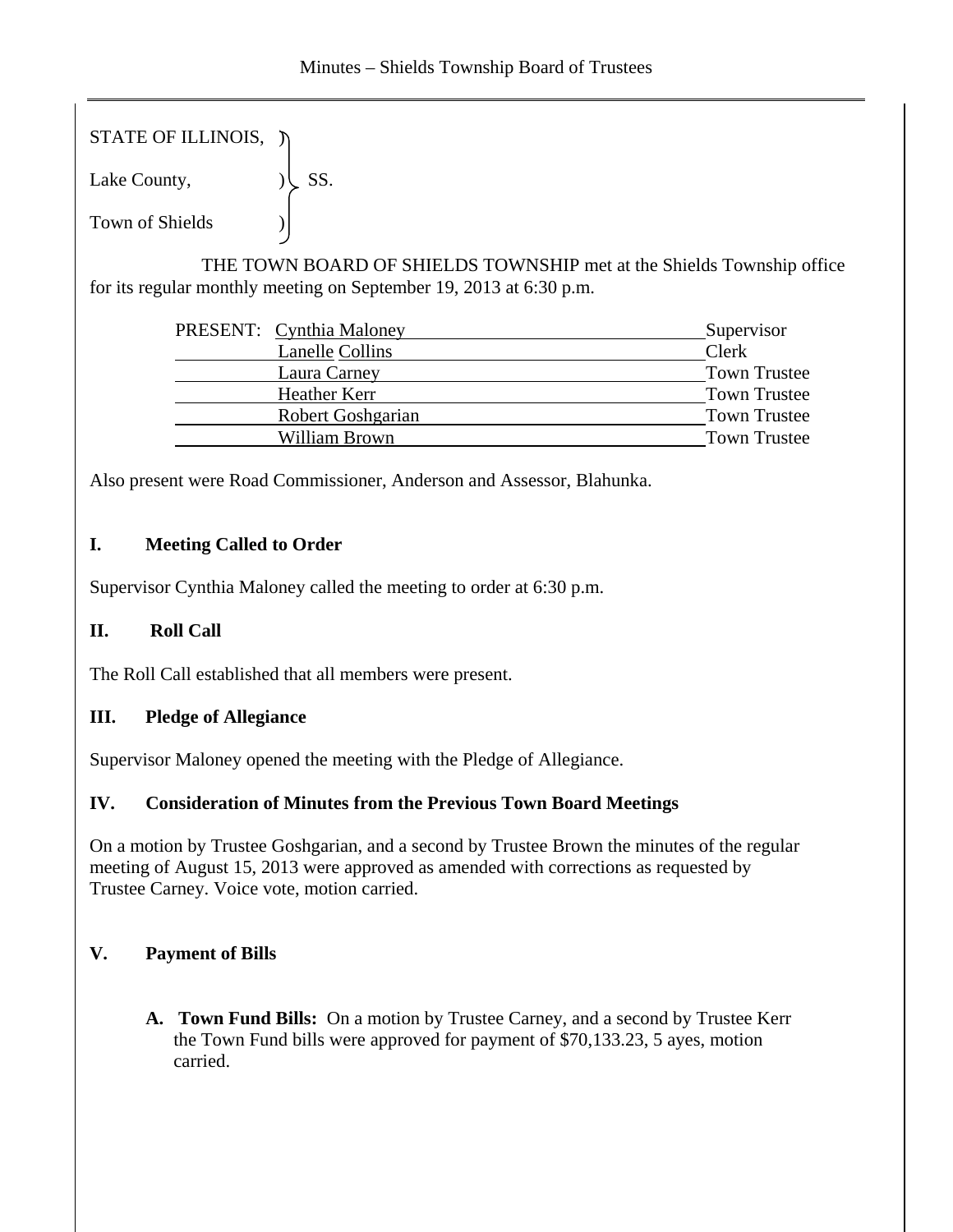STATE OF ILLINOIS, )

Lake County, ) SS.

Town of Shields )

THE TOWN BOARD OF SHIELDS TOWNSHIP met at the Shields Township office for its regular monthly meeting on September 19, 2013 at 6:30 p.m.

| PRESENT: | Name | Title |
|---|---|---|
| | Cynthia Maloney | Supervisor |
| | Lanelle Collins | Clerk |
| | Laura Carney | Town Trustee |
| | Heather Kerr | Town Trustee |
| | Robert Goshgarian | Town Trustee |
| | William Brown | Town Trustee |

Also present were Road Commissioner, Anderson and Assessor, Blahunka.

## I. Meeting Called to Order

Supervisor Cynthia Maloney called the meeting to order at 6:30 p.m.

## II. Roll Call

The Roll Call established that all members were present.

## III. Pledge of Allegiance

Supervisor Maloney opened the meeting with the Pledge of Allegiance.

## IV. Consideration of Minutes from the Previous Town Board Meetings

On a motion by Trustee Goshgarian, and a second by Trustee Brown the minutes of the regular meeting of August 15, 2013 were approved as amended with corrections as requested by Trustee Carney. Voice vote, motion carried.

## V. Payment of Bills

A. **Town Fund Bills:** On a motion by Trustee Carney, and a second by Trustee Kerr the Town Fund bills were approved for payment of $70,133.23, 5 ayes, motion carried.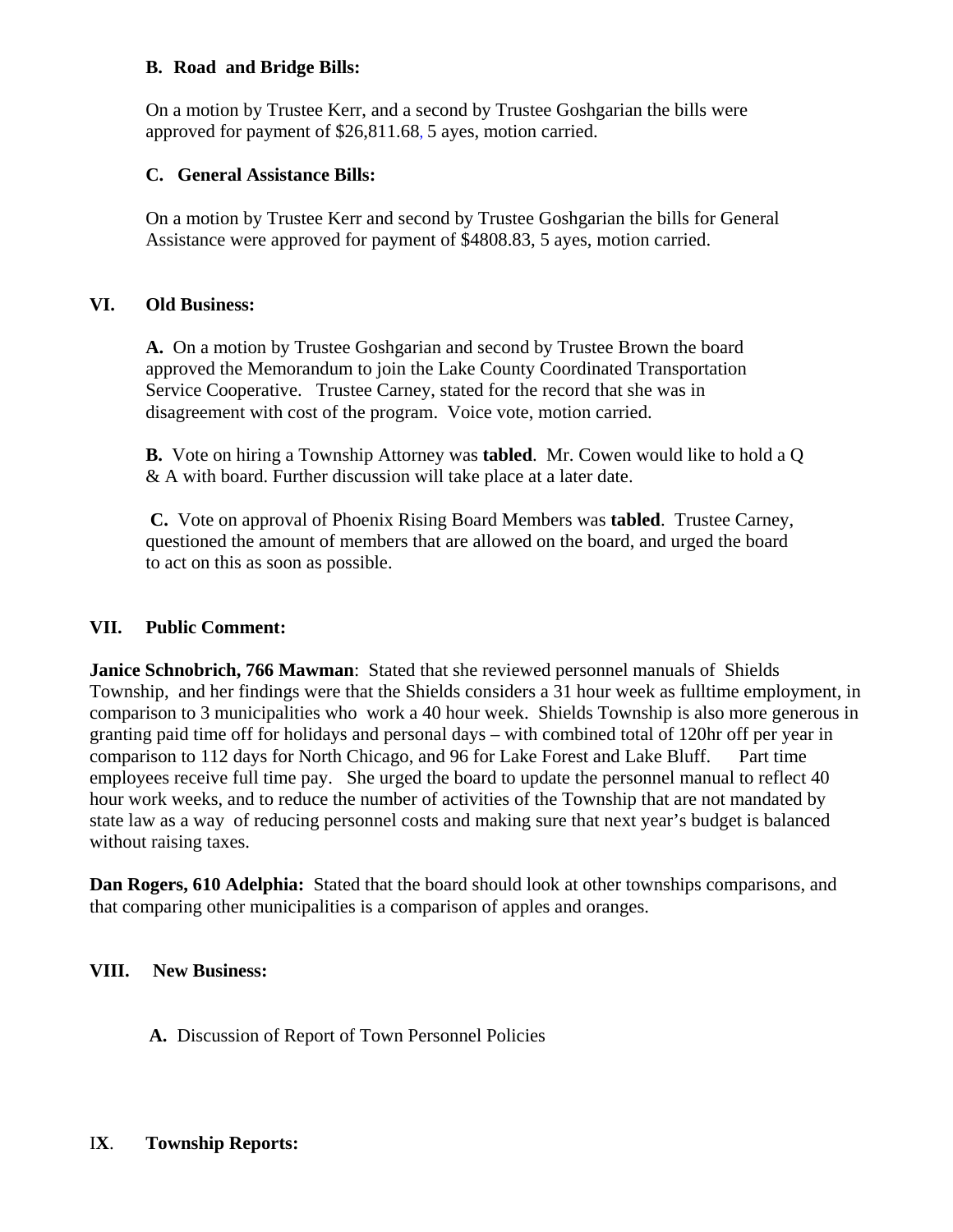**B. Road and Bridge Bills:**

On a motion by Trustee Kerr, and a second by Trustee Goshgarian the bills were approved for payment of $26,811.68, 5 ayes, motion carried.

**C. General Assistance Bills:**

On a motion by Trustee Kerr and second by Trustee Goshgarian the bills for General Assistance were approved for payment of $4808.83, 5 ayes, motion carried.

## VI. Old Business:

**A.** On a motion by Trustee Goshgarian and second by Trustee Brown the board approved the Memorandum to join the Lake County Coordinated Transportation Service Cooperative. Trustee Carney, stated for the record that she was in disagreement with cost of the program. Voice vote, motion carried.

**B.** Vote on hiring a Township Attorney was **tabled**. Mr. Cowen would like to hold a Q & A with board. Further discussion will take place at a later date.

**C.** Vote on approval of Phoenix Rising Board Members was **tabled**. Trustee Carney, questioned the amount of members that are allowed on the board, and urged the board to act on this as soon as possible.

## VII. Public Comment:

**Janice Schnobrich, 766 Mawman**: Stated that she reviewed personnel manuals of Shields Township, and her findings were that the Shields considers a 31 hour week as fulltime employment, in comparison to 3 municipalities who work a 40 hour week. Shields Township is also more generous in granting paid time off for holidays and personal days – with combined total of 120hr off per year in comparison to 112 days for North Chicago, and 96 for Lake Forest and Lake Bluff. Part time employees receive full time pay. She urged the board to update the personnel manual to reflect 40 hour work weeks, and to reduce the number of activities of the Township that are not mandated by state law as a way of reducing personnel costs and making sure that next year's budget is balanced without raising taxes.

**Dan Rogers, 610 Adelphia:** Stated that the board should look at other townships comparisons, and that comparing other municipalities is a comparison of apples and oranges.

## VIII. New Business:

**A.** Discussion of Report of Town Personnel Policies

## IX. Township Reports: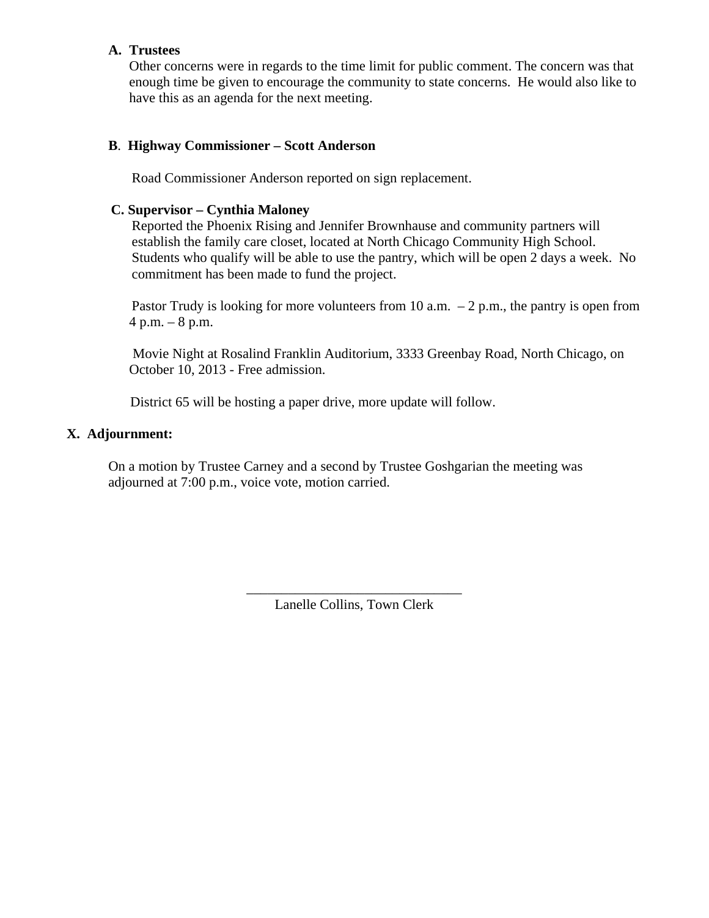**A. Trustees**

Other concerns were in regards to the time limit for public comment. The concern was that enough time be given to encourage the community to state concerns. He would also like to have this as an agenda for the next meeting.

**B. Highway Commissioner – Scott Anderson**

Road Commissioner Anderson reported on sign replacement.

**C. Supervisor – Cynthia Maloney**

Reported the Phoenix Rising and Jennifer Brownhause and community partners will establish the family care closet, located at North Chicago Community High School. Students who qualify will be able to use the pantry, which will be open 2 days a week. No commitment has been made to fund the project.

Pastor Trudy is looking for more volunteers from 10 a.m. – 2 p.m., the pantry is open from 4 p.m. – 8 p.m.

Movie Night at Rosalind Franklin Auditorium, 3333 Greenbay Road, North Chicago, on October 10, 2013 - Free admission.

District 65 will be hosting a paper drive, more update will follow.

**X. Adjournment:**

On a motion by Trustee Carney and a second by Trustee Goshgarian the meeting was adjourned at 7:00 p.m., voice vote, motion carried.

\_\_\_\_\_\_\_\_\_\_\_\_\_\_\_\_\_\_\_\_\_\_\_\_\_\_\_\_\_\_\_\_

Lanelle Collins, Town Clerk